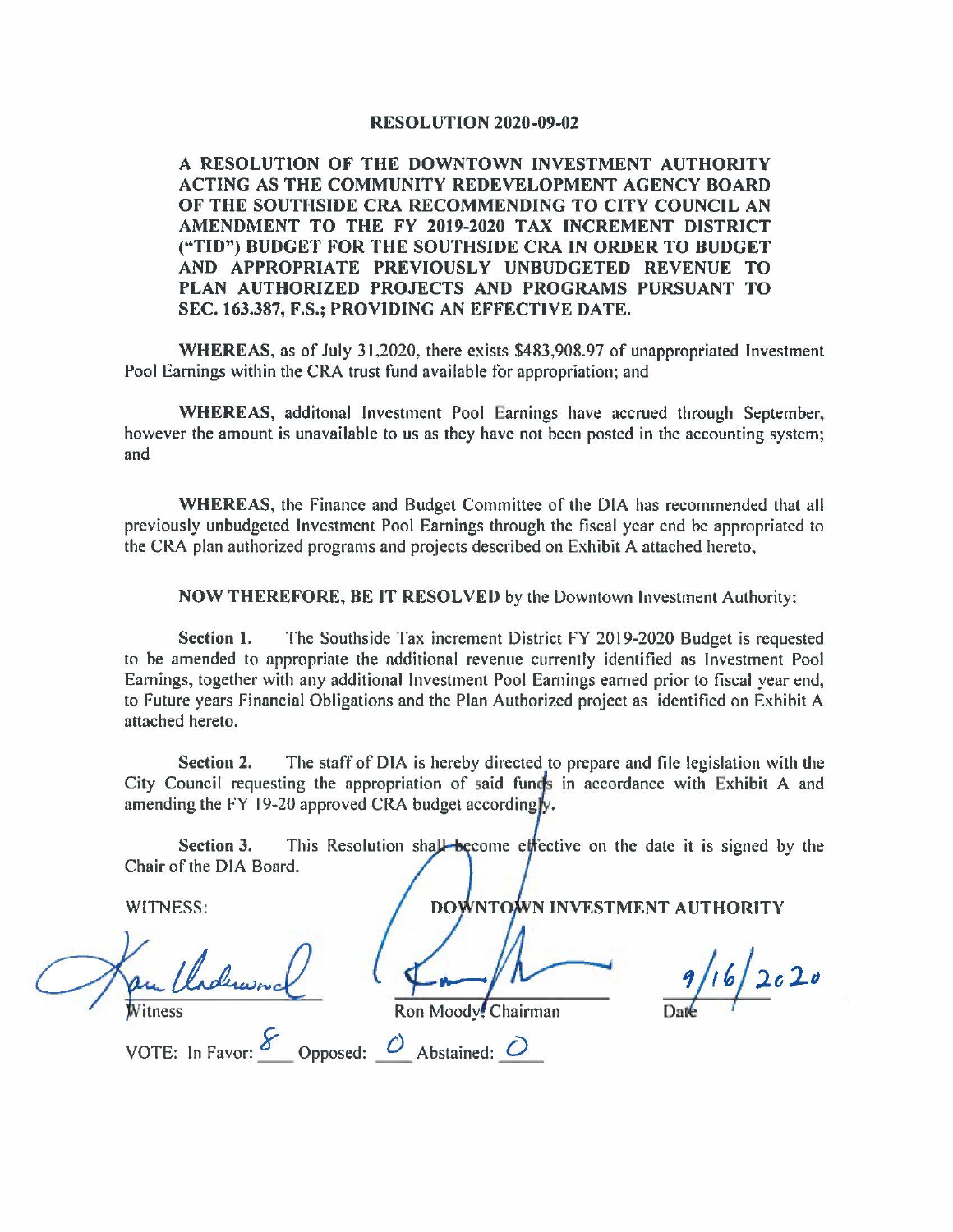# RESOLUTION 2020-09-02

**A RESOLUTION OF THE DOWNTOWN INVESTMENT AUTHORITY ACTING AS THE COMMUNITY REDEVELOPMENT AGENCY BOARD OF THE SOUTHSIDE CRA RECOMMENDING TO CITY COUNCIL AN AMENDMENT TO THE FY 2019-2020 TAX INCREMENT DISTRICT ("TID") BUDGET FOR THE SOUTHSIDE CRA IN ORDER TO BUDGET AND APPROPRIATE PREVIOUSLY UNBUDGETED REVENUE TO PLAN AUTHORIZED PROJECTS AND PROGRAMS PURSUANT TO SEC. 163.387, F.S.; PROVIDING AN EFFECTIVE DATE.**

**WHEREAS**, as of July 31,2020, there exists $483,908.97 of unappropriated Investment Pool Earnings within the CRA trust fund available for appropriation; and

**WHEREAS**, additonal Investment Pool Earnings have accrued through September, however the amount is unavailable to us as they have not been posted in the accounting system; and

**WHEREAS**, the Finance and Budget Committee of the DIA has recommended that all previously unbudgeted Investment Pool Earnings through the fiscal year end be appropriated to the CRA plan authorized programs and projects described on Exhibit A attached hereto,

**NOW THEREFORE, BE IT RESOLVED** by the Downtown Investment Authority:

**Section 1.** The Southside Tax increment District FY 2019-2020 Budget is requested to be amended to appropriate the additional revenue currently identified as Investment Pool Earnings, together with any additional Investment Pool Earnings earned prior to fiscal year end, to Future years Financial Obligations and the Plan Authorized project as identified on Exhibit A attached hereto.

**Section 2.** The staff of DIA is hereby directed to prepare and file legislation with the City Council requesting the appropriation of said funds in accordance with Exhibit A and amending the FY 19-20 approved CRA budget accordingly.

**Section 3.** This Resolution shall become effective on the date it is signed by the Chair of the DIA Board.

WITNESS:

**DOWNTOWN INVESTMENT AUTHORITY**

Witness

Ron Moody, Chairman

9/16/2020
Date

VOTE: In Favor: 8 Opposed: 0 Abstained: 0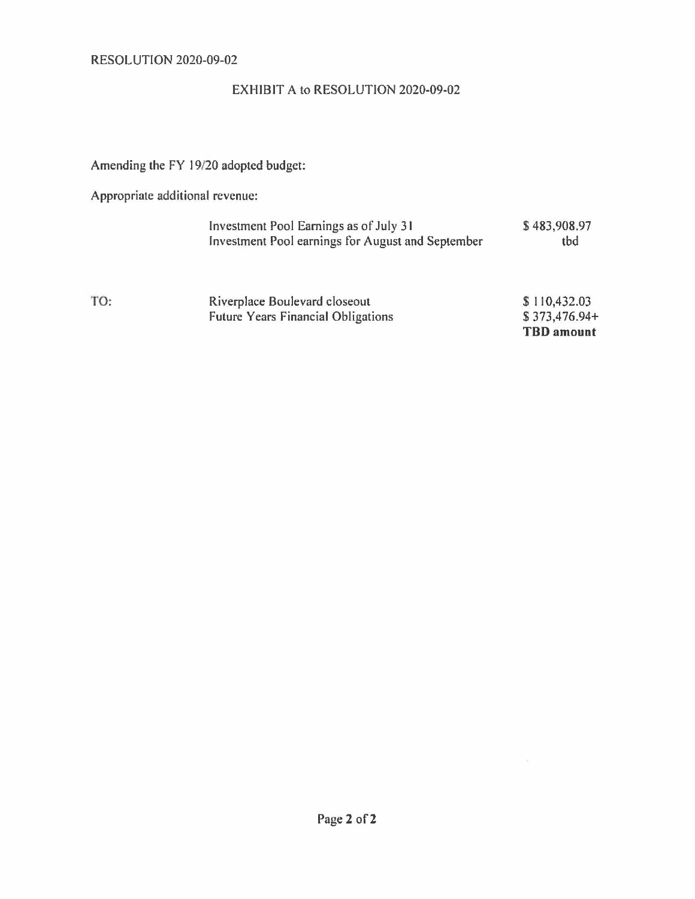RESOLUTION 2020-09-02

## EXHIBIT A to RESOLUTION 2020-09-02

Amending the FY 19/20 adopted budget:

Appropriate additional revenue:

| | | |
|---|---|---|
| | Investment Pool Earnings as of July 31 | $ 483,908.97 |
| | Investment Pool earnings for August and September | tbd |
| TO: | Riverplace Boulevard closeout | $ 110,432.03 |
| | Future Years Financial Obligations | $ 373,476.94+ **TBD amount** |